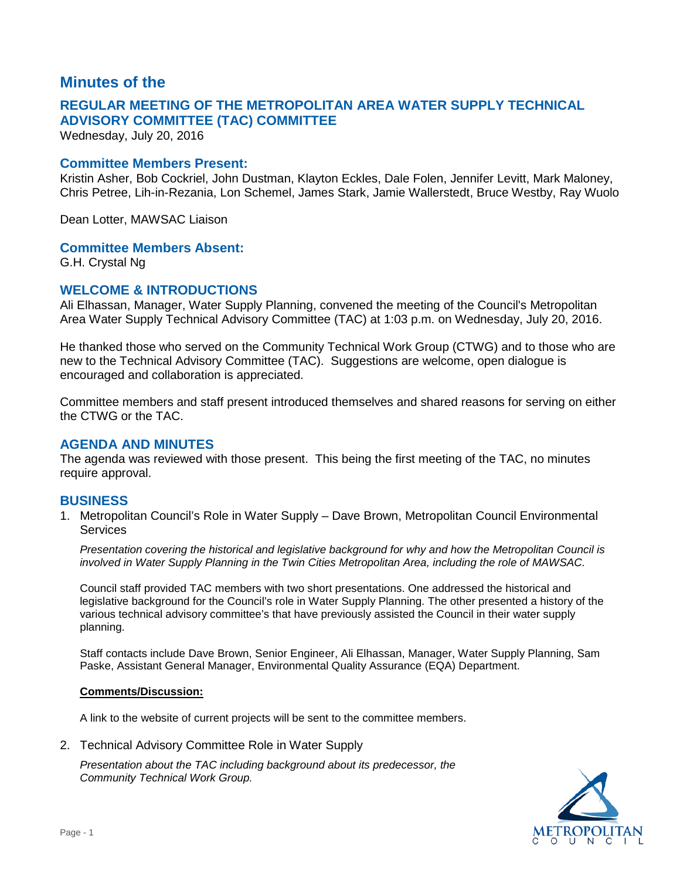# Minutes of the

## REGULAR MEETING OF THE METROPOLITAN AREA WATER SUPPLY TECHNICAL ADVISORY COMMITTEE (TAC) COMMITTEE

Wednesday, July 20, 2016

## Committee Members Present:

Kristin Asher, Bob Cockriel, John Dustman, Klayton Eckles, Dale Folen, Jennifer Levitt, Mark Maloney, Chris Petree, Lih-in-Rezania, Lon Schemel, James Stark, Jamie Wallerstedt, Bruce Westby, Ray Wuolo

Dean Lotter, MAWSAC Liaison

## Committee Members Absent:

G.H. Crystal Ng

## WELCOME & INTRODUCTIONS

Ali Elhassan, Manager, Water Supply Planning, convened the meeting of the Council's Metropolitan Area Water Supply Technical Advisory Committee (TAC) at 1:03 p.m. on Wednesday, July 20, 2016.

He thanked those who served on the Community Technical Work Group (CTWG) and to those who are new to the Technical Advisory Committee (TAC). Suggestions are welcome, open dialogue is encouraged and collaboration is appreciated.

Committee members and staff present introduced themselves and shared reasons for serving on either the CTWG or the TAC.

## AGENDA AND MINUTES

The agenda was reviewed with those present. This being the first meeting of the TAC, no minutes require approval.

## BUSINESS

1. Metropolitan Council's Role in Water Supply – Dave Brown, Metropolitan Council Environmental Services

   *Presentation covering the historical and legislative background for why and how the Metropolitan Council is involved in Water Supply Planning in the Twin Cities Metropolitan Area, including the role of MAWSAC.*

   Council staff provided TAC members with two short presentations. One addressed the historical and legislative background for the Council's role in Water Supply Planning. The other presented a history of the various technical advisory committee's that have previously assisted the Council in their water supply planning.

   Staff contacts include Dave Brown, Senior Engineer, Ali Elhassan, Manager, Water Supply Planning, Sam Paske, Assistant General Manager, Environmental Quality Assurance (EQA) Department.

   **Comments/Discussion:**

   A link to the website of current projects will be sent to the committee members.

2. Technical Advisory Committee Role in Water Supply

   *Presentation about the TAC including background about its predecessor, the Community Technical Work Group.*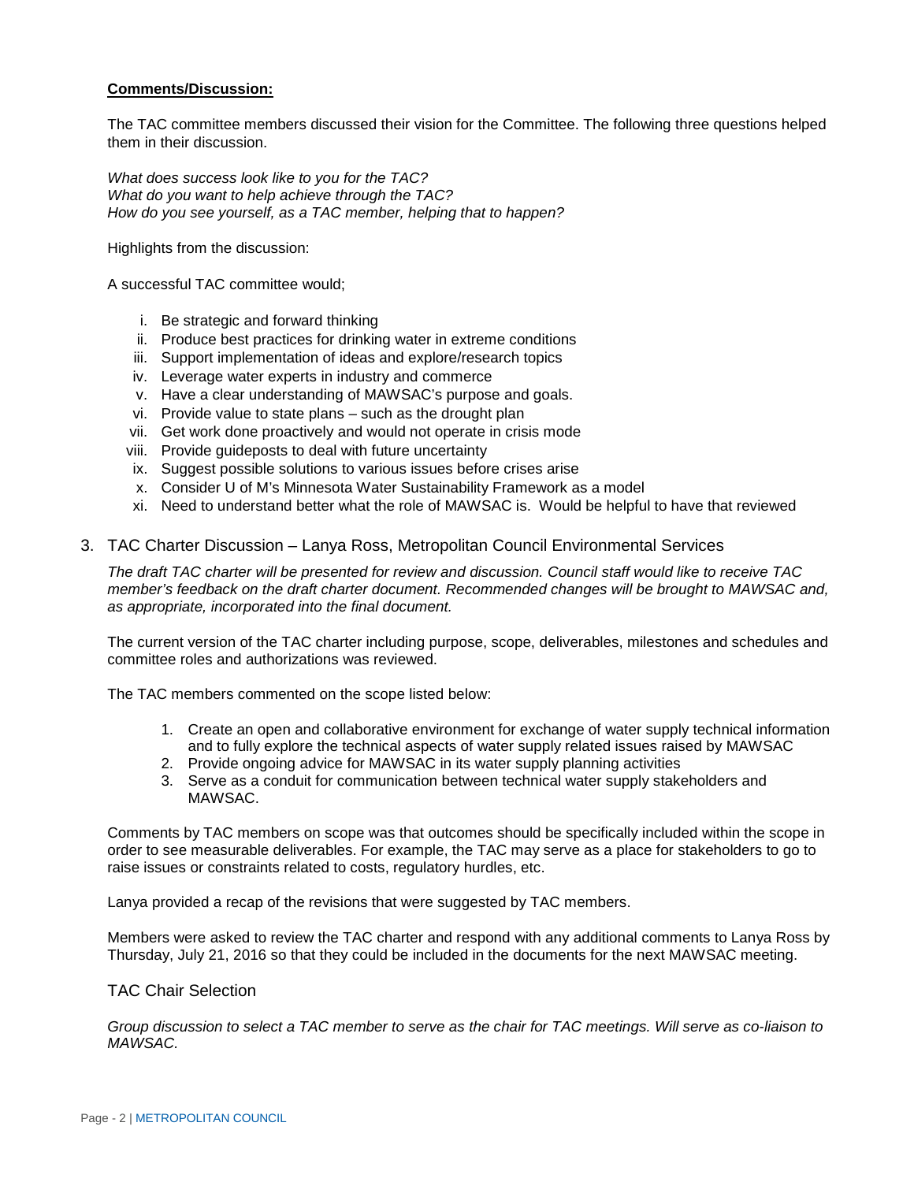**Comments/Discussion:**

The TAC committee members discussed their vision for the Committee. The following three questions helped them in their discussion.

*What does success look like to you for the TAC?*
*What do you want to help achieve through the TAC?*
*How do you see yourself, as a TAC member, helping that to happen?*

Highlights from the discussion:

A successful TAC committee would;

i. Be strategic and forward thinking
ii. Produce best practices for drinking water in extreme conditions
iii. Support implementation of ideas and explore/research topics
iv. Leverage water experts in industry and commerce
v. Have a clear understanding of MAWSAC's purpose and goals.
vi. Provide value to state plans – such as the drought plan
vii. Get work done proactively and would not operate in crisis mode
viii. Provide guideposts to deal with future uncertainty
ix. Suggest possible solutions to various issues before crises arise
x. Consider U of M's Minnesota Water Sustainability Framework as a model
xi. Need to understand better what the role of MAWSAC is. Would be helpful to have that reviewed

## 3. TAC Charter Discussion – Lanya Ross, Metropolitan Council Environmental Services

*The draft TAC charter will be presented for review and discussion. Council staff would like to receive TAC member's feedback on the draft charter document. Recommended changes will be brought to MAWSAC and, as appropriate, incorporated into the final document.*

The current version of the TAC charter including purpose, scope, deliverables, milestones and schedules and committee roles and authorizations was reviewed.

The TAC members commented on the scope listed below:

1. Create an open and collaborative environment for exchange of water supply technical information and to fully explore the technical aspects of water supply related issues raised by MAWSAC
2. Provide ongoing advice for MAWSAC in its water supply planning activities
3. Serve as a conduit for communication between technical water supply stakeholders and MAWSAC.

Comments by TAC members on scope was that outcomes should be specifically included within the scope in order to see measurable deliverables. For example, the TAC may serve as a place for stakeholders to go to raise issues or constraints related to costs, regulatory hurdles, etc.

Lanya provided a recap of the revisions that were suggested by TAC members.

Members were asked to review the TAC charter and respond with any additional comments to Lanya Ross by Thursday, July 21, 2016 so that they could be included in the documents for the next MAWSAC meeting.

### TAC Chair Selection

*Group discussion to select a TAC member to serve as the chair for TAC meetings. Will serve as co-liaison to MAWSAC.*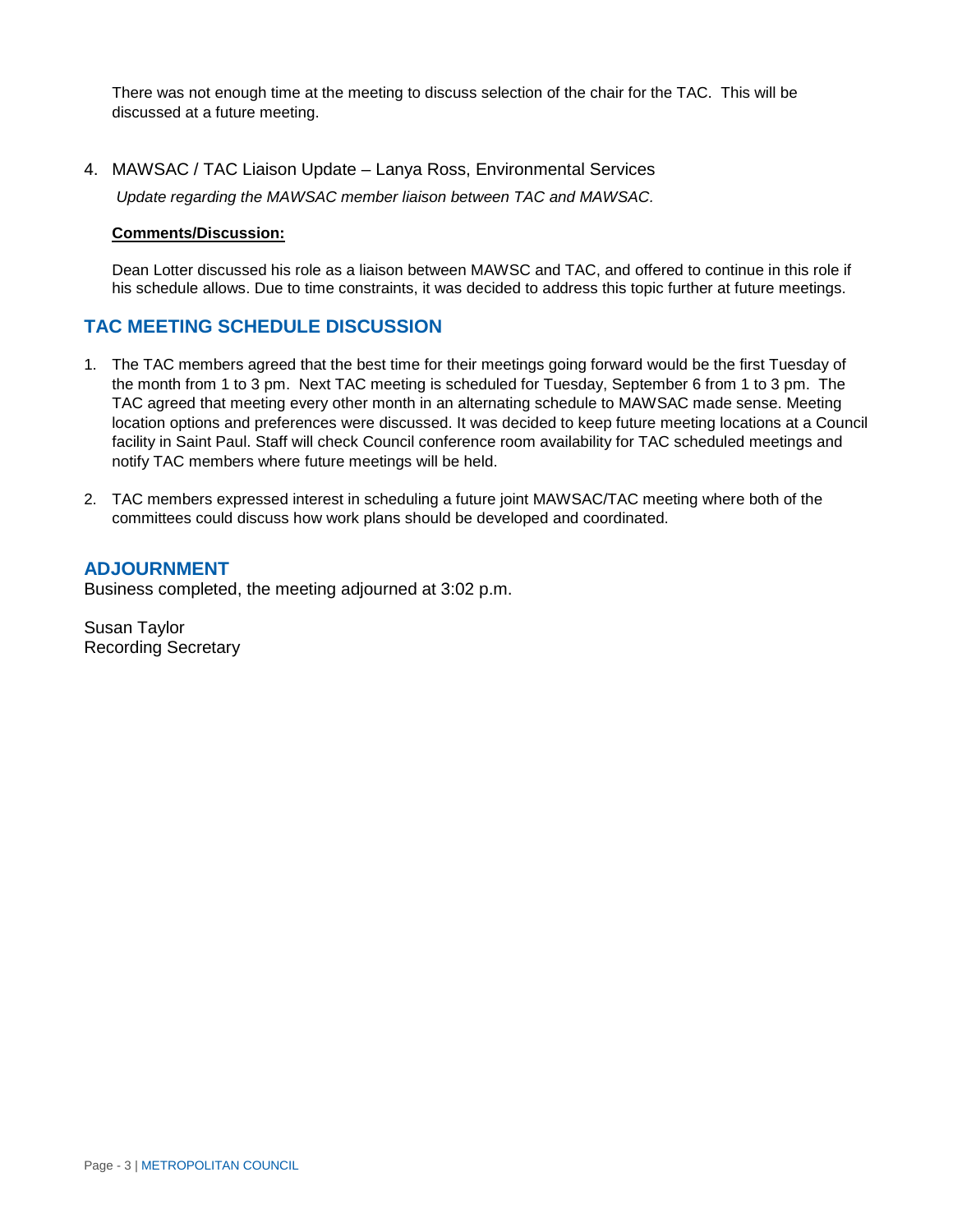There was not enough time at the meeting to discuss selection of the chair for the TAC. This will be discussed at a future meeting.

4. MAWSAC / TAC Liaison Update – Lanya Ross, Environmental Services

   *Update regarding the MAWSAC member liaison between TAC and MAWSAC.*

   **Comments/Discussion:**

   Dean Lotter discussed his role as a liaison between MAWSC and TAC, and offered to continue in this role if his schedule allows. Due to time constraints, it was decided to address this topic further at future meetings.

## TAC MEETING SCHEDULE DISCUSSION

1. The TAC members agreed that the best time for their meetings going forward would be the first Tuesday of the month from 1 to 3 pm. Next TAC meeting is scheduled for Tuesday, September 6 from 1 to 3 pm. The TAC agreed that meeting every other month in an alternating schedule to MAWSAC made sense. Meeting location options and preferences were discussed. It was decided to keep future meeting locations at a Council facility in Saint Paul. Staff will check Council conference room availability for TAC scheduled meetings and notify TAC members where future meetings will be held.

2. TAC members expressed interest in scheduling a future joint MAWSAC/TAC meeting where both of the committees could discuss how work plans should be developed and coordinated.

## ADJOURNMENT

Business completed, the meeting adjourned at 3:02 p.m.

Susan Taylor
Recording Secretary